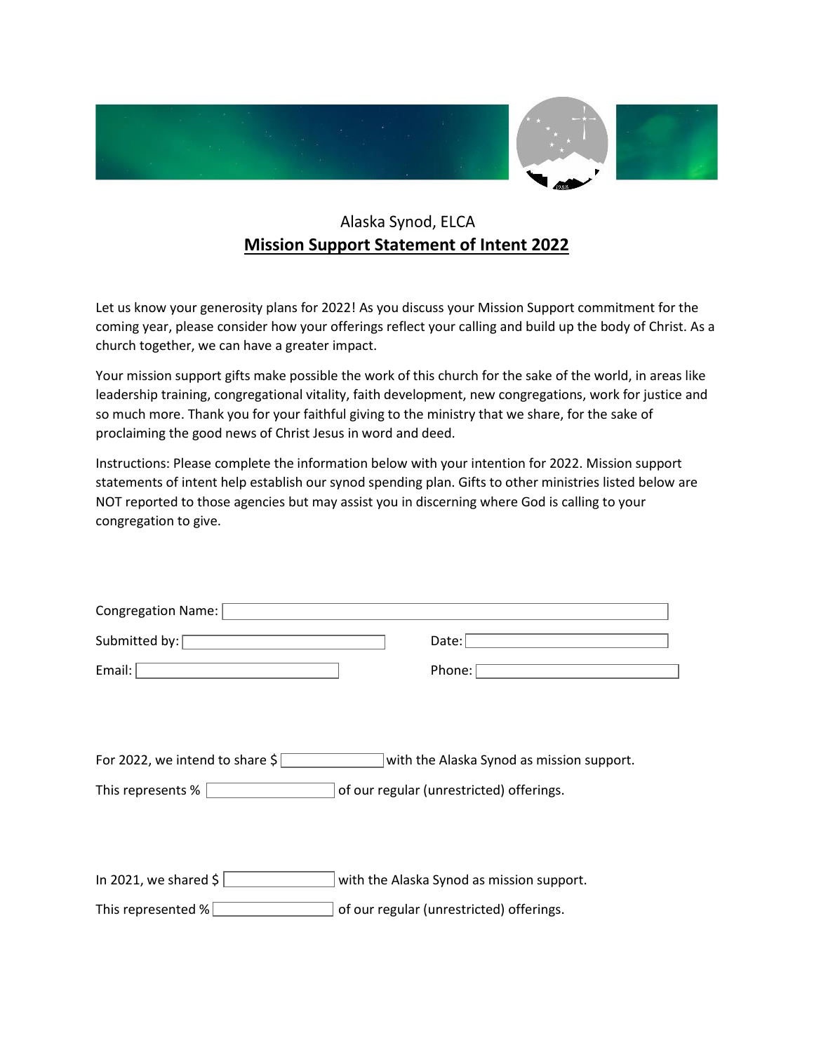Alaska Synod, ELCA

# Mission Support Statement of Intent 2022

Let us know your generosity plans for 2022! As you discuss your Mission Support commitment for the coming year, please consider how your offerings reflect your calling and build up the body of Christ. As a church together, we can have a greater impact.

Your mission support gifts make possible the work of this church for the sake of the world, in areas like leadership training, congregational vitality, faith development, new congregations, work for justice and so much more. Thank you for your faithful giving to the ministry that we share, for the sake of proclaiming the good news of Christ Jesus in word and deed.

Instructions: Please complete the information below with your intention for 2022. Mission support statements of intent help establish our synod spending plan. Gifts to other ministries listed below are NOT reported to those agencies but may assist you in discerning where God is calling to your congregation to give.

Congregation Name: ____________________

Submitted by: ____________________ Date: ____________________

Email: ____________________ Phone: ____________________

For 2022, we intend to share $ __________ with the Alaska Synod as mission support.

This represents % __________ of our regular (unrestricted) offerings.

In 2021, we shared $ __________ with the Alaska Synod as mission support.

This represented % __________ of our regular (unrestricted) offerings.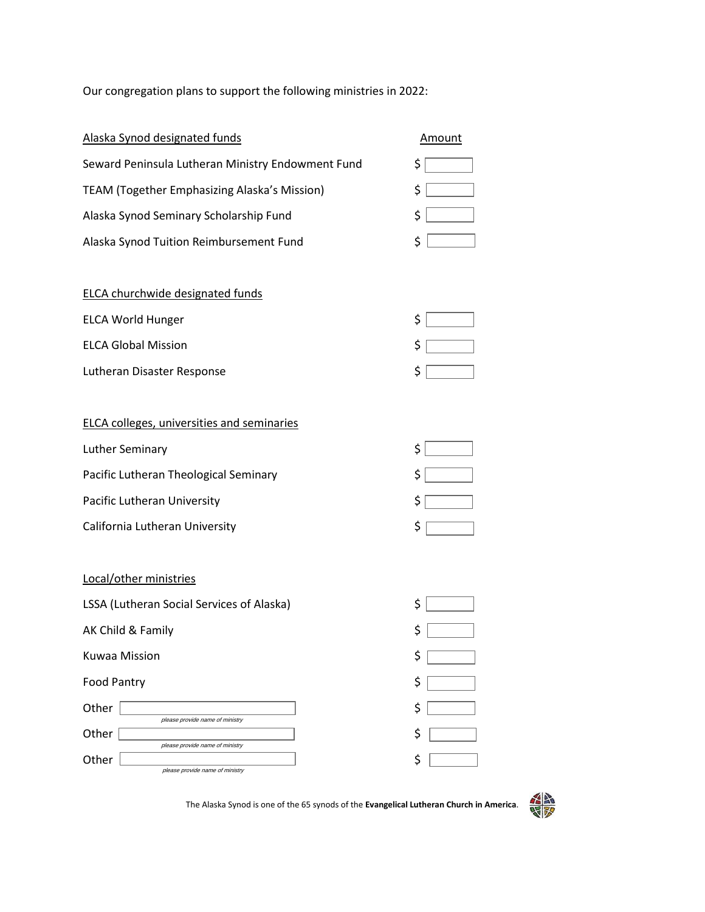Our congregation plans to support the following ministries in 2022:

| Alaska Synod designated funds | Amount |
| --- | --- |
| Seward Peninsula Lutheran Ministry Endowment Fund | $ |
| TEAM (Together Emphasizing Alaska's Mission) | $ |
| Alaska Synod Seminary Scholarship Fund | $ |
| Alaska Synod Tuition Reimbursement Fund | $ |
| **ELCA churchwide designated funds** | |
| ELCA World Hunger | $ |
| ELCA Global Mission | $ |
| Lutheran Disaster Response | $ |
| **ELCA colleges, universities and seminaries** | |
| Luther Seminary | $ |
| Pacific Lutheran Theological Seminary | $ |
| Pacific Lutheran University | $ |
| California Lutheran University | $ |
| **Local/other ministries** | |
| LSSA (Lutheran Social Services of Alaska) | $ |
| AK Child & Family | $ |
| Kuwaa Mission | $ |
| Food Pantry | $ |
| Other ____________ *please provide name of ministry* | $ |
| Other ____________ *please provide name of ministry* | $ |
| Other ____________ *please provide name of ministry* | $ |

The Alaska Synod is one of the 65 synods of the **Evangelical Lutheran Church in America**.